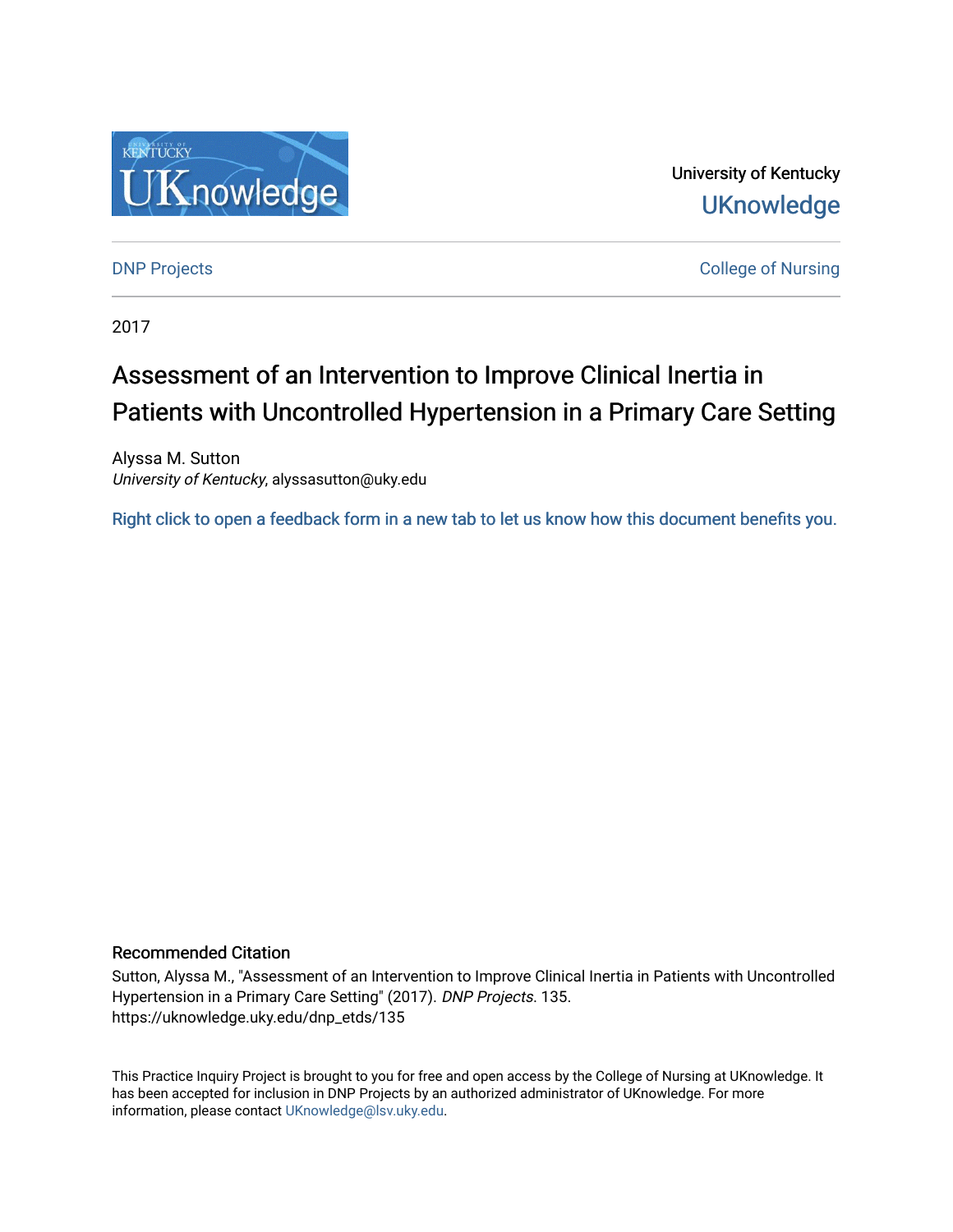University of Kentucky

UKnowledge

DNP Projects

College of Nursing

2017

# Assessment of an Intervention to Improve Clinical Inertia in Patients with Uncontrolled Hypertension in a Primary Care Setting

Alyssa M. Sutton
*University of Kentucky*, alyssasutton@uky.edu

Right click to open a feedback form in a new tab to let us know how this document benefits you.

## Recommended Citation

Sutton, Alyssa M., "Assessment of an Intervention to Improve Clinical Inertia in Patients with Uncontrolled Hypertension in a Primary Care Setting" (2017). *DNP Projects*. 135.
https://uknowledge.uky.edu/dnp_etds/135

This Practice Inquiry Project is brought to you for free and open access by the College of Nursing at UKnowledge. It has been accepted for inclusion in DNP Projects by an authorized administrator of UKnowledge. For more information, please contact UKnowledge@lsv.uky.edu.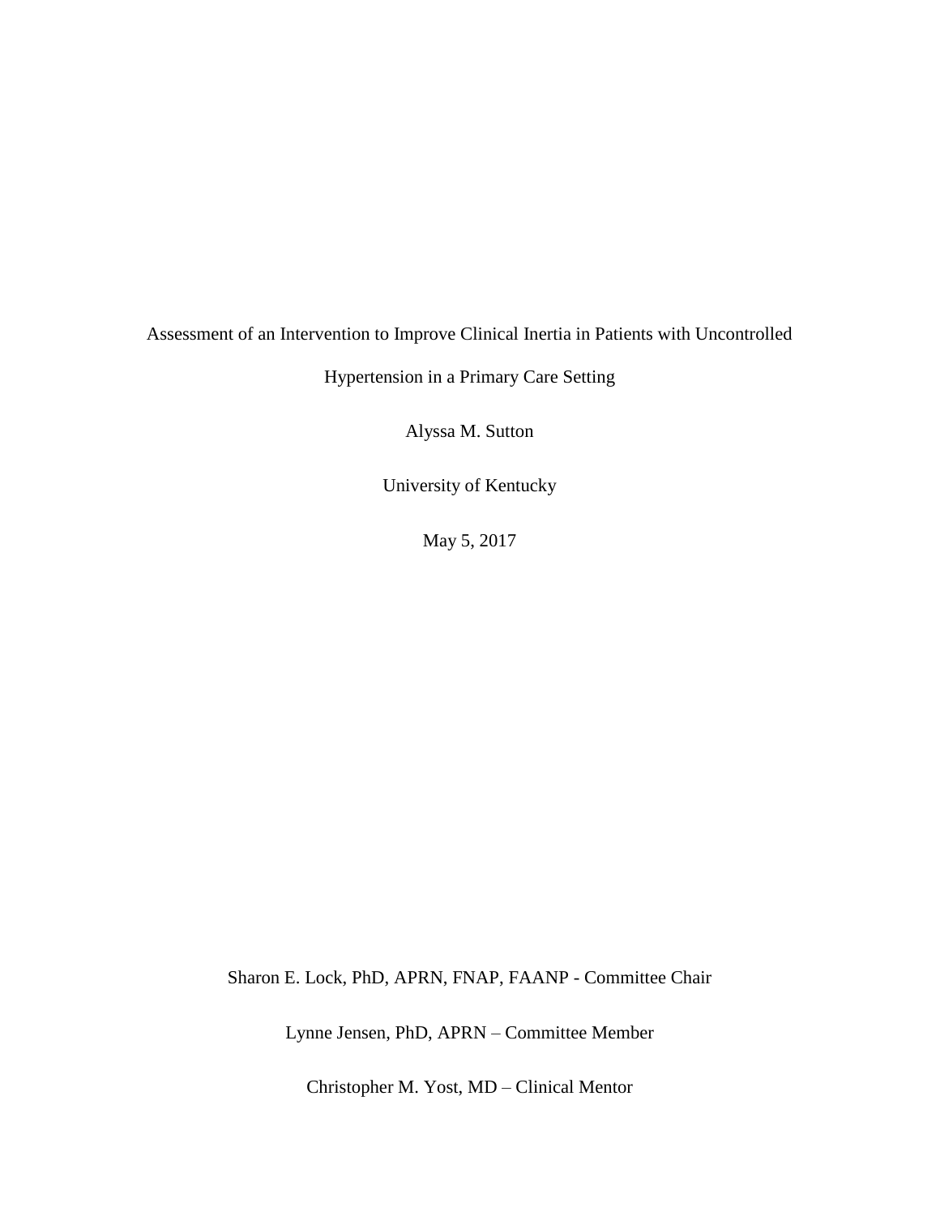Assessment of an Intervention to Improve Clinical Inertia in Patients with Uncontrolled Hypertension in a Primary Care Setting

Alyssa M. Sutton

University of Kentucky

May 5, 2017

Sharon E. Lock, PhD, APRN, FNAP, FAANP - Committee Chair

Lynne Jensen, PhD, APRN – Committee Member

Christopher M. Yost, MD – Clinical Mentor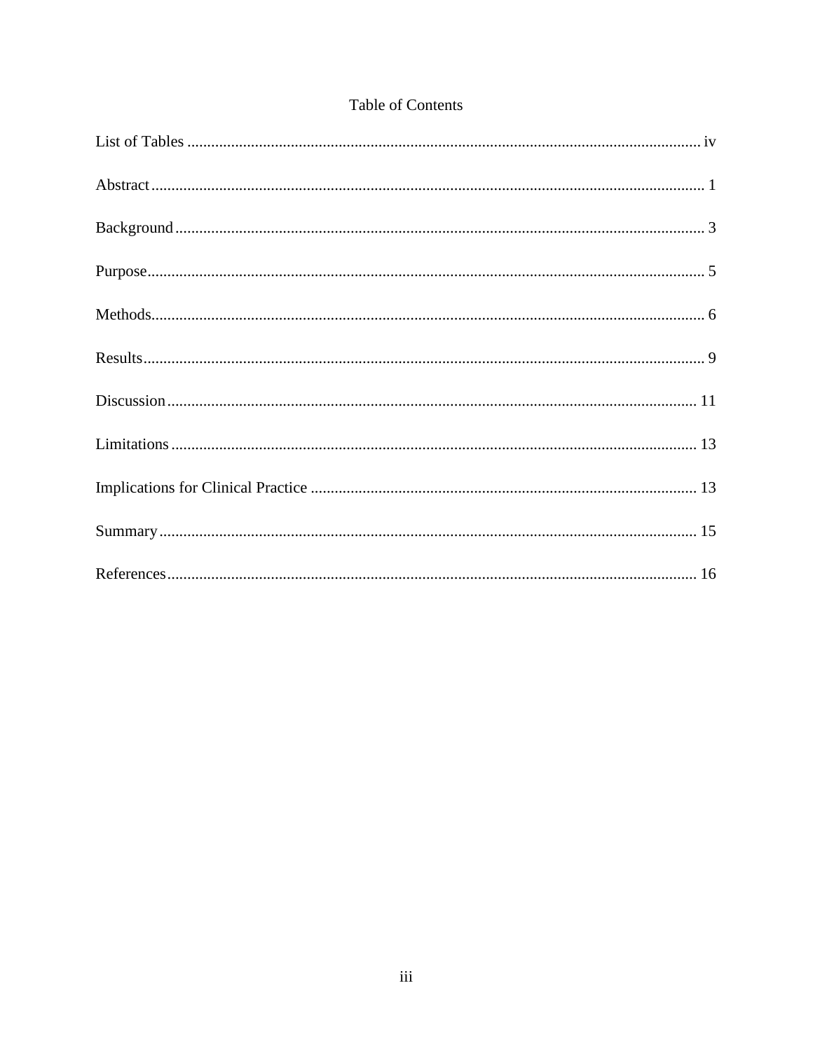# Table of Contents

List of Tables ........................................................................................................................ iv

Abstract ........................................................................................................................ 1

Background ........................................................................................................................ 3

Purpose ........................................................................................................................ 5

Methods ........................................................................................................................ 6

Results ........................................................................................................................ 9

Discussion ........................................................................................................................ 11

Limitations ........................................................................................................................ 13

Implications for Clinical Practice ........................................................................................ 13

Summary ........................................................................................................................ 15

References ........................................................................................................................ 16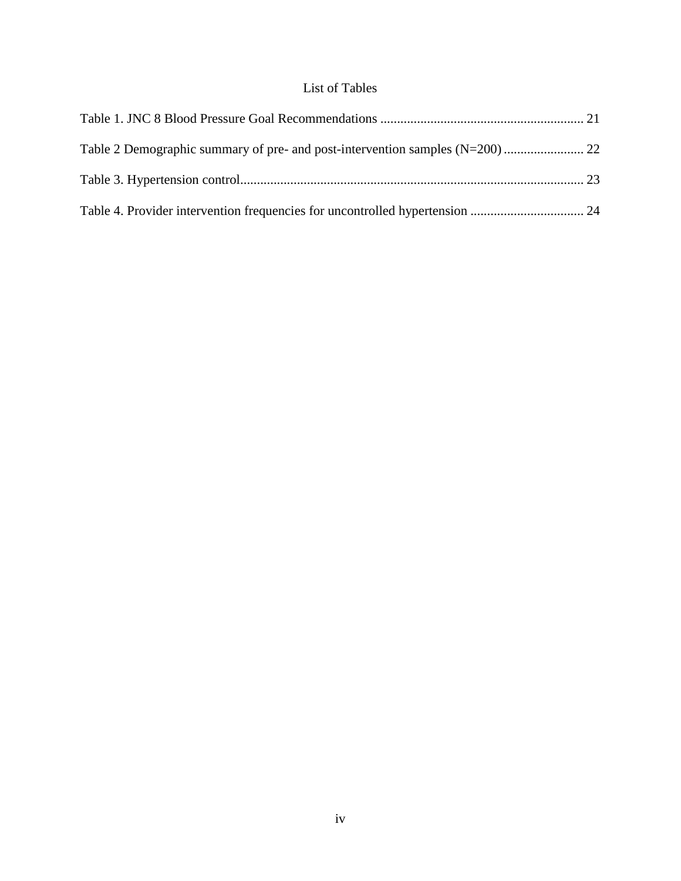# List of Tables

Table 1. JNC 8 Blood Pressure Goal Recommendations ............................................................ 21

Table 2 Demographic summary of pre- and post-intervention samples (N=200) ........................ 22

Table 3. Hypertension control...................................................................................................... 23

Table 4. Provider intervention frequencies for uncontrolled hypertension .................................. 24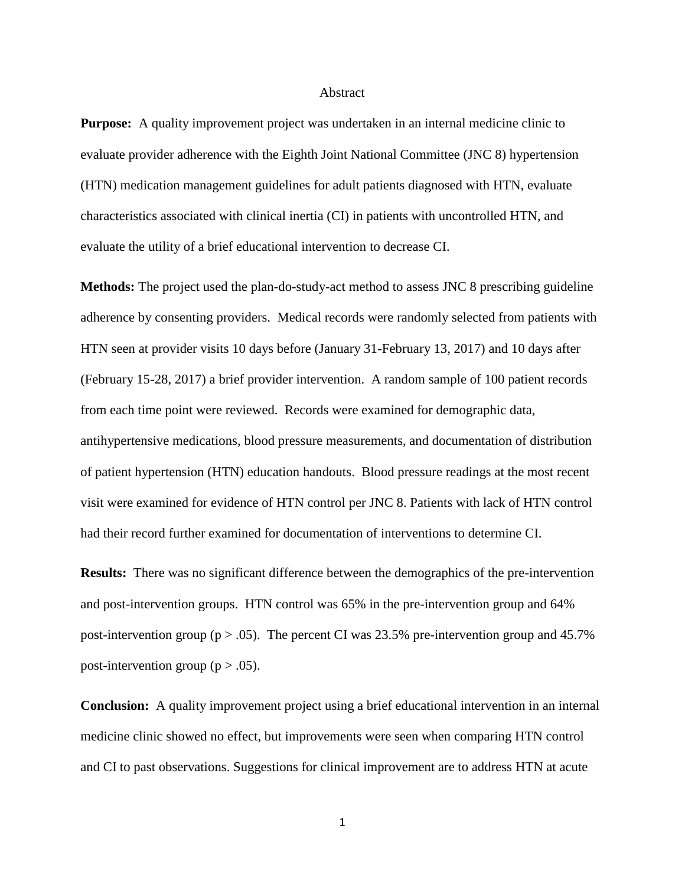# Abstract

**Purpose:** A quality improvement project was undertaken in an internal medicine clinic to evaluate provider adherence with the Eighth Joint National Committee (JNC 8) hypertension (HTN) medication management guidelines for adult patients diagnosed with HTN, evaluate characteristics associated with clinical inertia (CI) in patients with uncontrolled HTN, and evaluate the utility of a brief educational intervention to decrease CI.

**Methods:** The project used the plan-do-study-act method to assess JNC 8 prescribing guideline adherence by consenting providers. Medical records were randomly selected from patients with HTN seen at provider visits 10 days before (January 31-February 13, 2017) and 10 days after (February 15-28, 2017) a brief provider intervention. A random sample of 100 patient records from each time point were reviewed. Records were examined for demographic data, antihypertensive medications, blood pressure measurements, and documentation of distribution of patient hypertension (HTN) education handouts. Blood pressure readings at the most recent visit were examined for evidence of HTN control per JNC 8. Patients with lack of HTN control had their record further examined for documentation of interventions to determine CI.

**Results:** There was no significant difference between the demographics of the pre-intervention and post-intervention groups. HTN control was 65% in the pre-intervention group and 64% post-intervention group ($p > .05$). The percent CI was 23.5% pre-intervention group and 45.7% post-intervention group ($p > .05$).

**Conclusion:** A quality improvement project using a brief educational intervention in an internal medicine clinic showed no effect, but improvements were seen when comparing HTN control and CI to past observations. Suggestions for clinical improvement are to address HTN at acute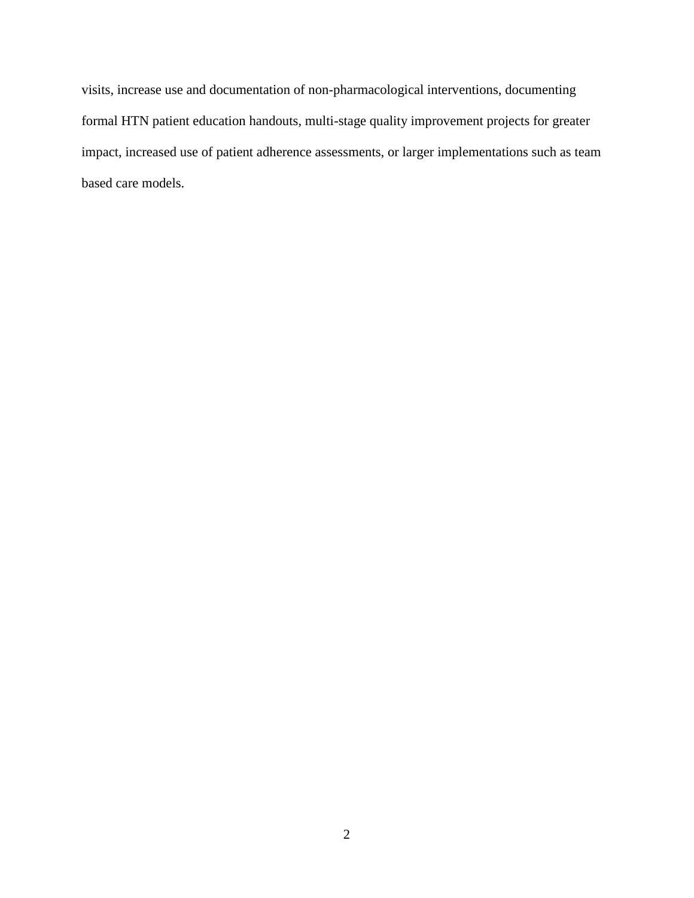visits, increase use and documentation of non-pharmacological interventions, documenting formal HTN patient education handouts, multi-stage quality improvement projects for greater impact, increased use of patient adherence assessments, or larger implementations such as team based care models.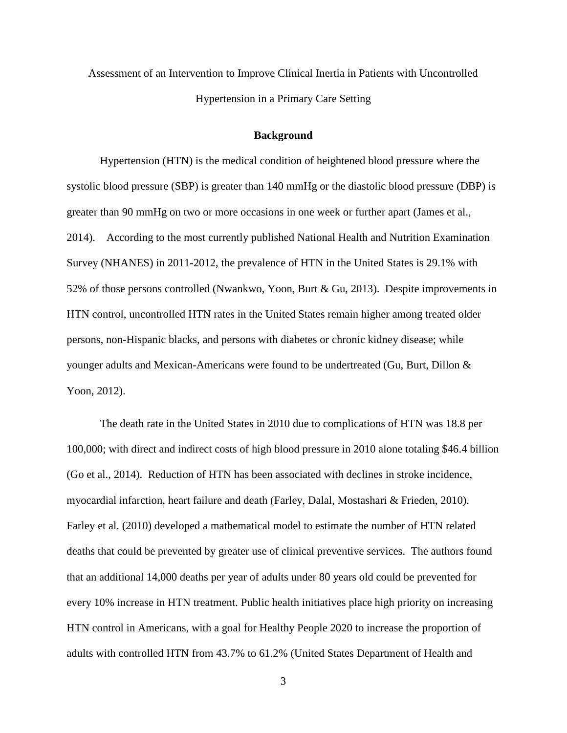# Assessment of an Intervention to Improve Clinical Inertia in Patients with Uncontrolled Hypertension in a Primary Care Setting

## Background

Hypertension (HTN) is the medical condition of heightened blood pressure where the systolic blood pressure (SBP) is greater than 140 mmHg or the diastolic blood pressure (DBP) is greater than 90 mmHg on two or more occasions in one week or further apart (James et al., 2014). According to the most currently published National Health and Nutrition Examination Survey (NHANES) in 2011-2012, the prevalence of HTN in the United States is 29.1% with 52% of those persons controlled (Nwankwo, Yoon, Burt & Gu, 2013). Despite improvements in HTN control, uncontrolled HTN rates in the United States remain higher among treated older persons, non-Hispanic blacks, and persons with diabetes or chronic kidney disease; while younger adults and Mexican-Americans were found to be undertreated (Gu, Burt, Dillon & Yoon, 2012).

The death rate in the United States in 2010 due to complications of HTN was 18.8 per 100,000; with direct and indirect costs of high blood pressure in 2010 alone totaling $46.4 billion (Go et al., 2014). Reduction of HTN has been associated with declines in stroke incidence, myocardial infarction, heart failure and death (Farley, Dalal, Mostashari & Frieden, 2010). Farley et al. (2010) developed a mathematical model to estimate the number of HTN related deaths that could be prevented by greater use of clinical preventive services. The authors found that an additional 14,000 deaths per year of adults under 80 years old could be prevented for every 10% increase in HTN treatment. Public health initiatives place high priority on increasing HTN control in Americans, with a goal for Healthy People 2020 to increase the proportion of adults with controlled HTN from 43.7% to 61.2% (United States Department of Health and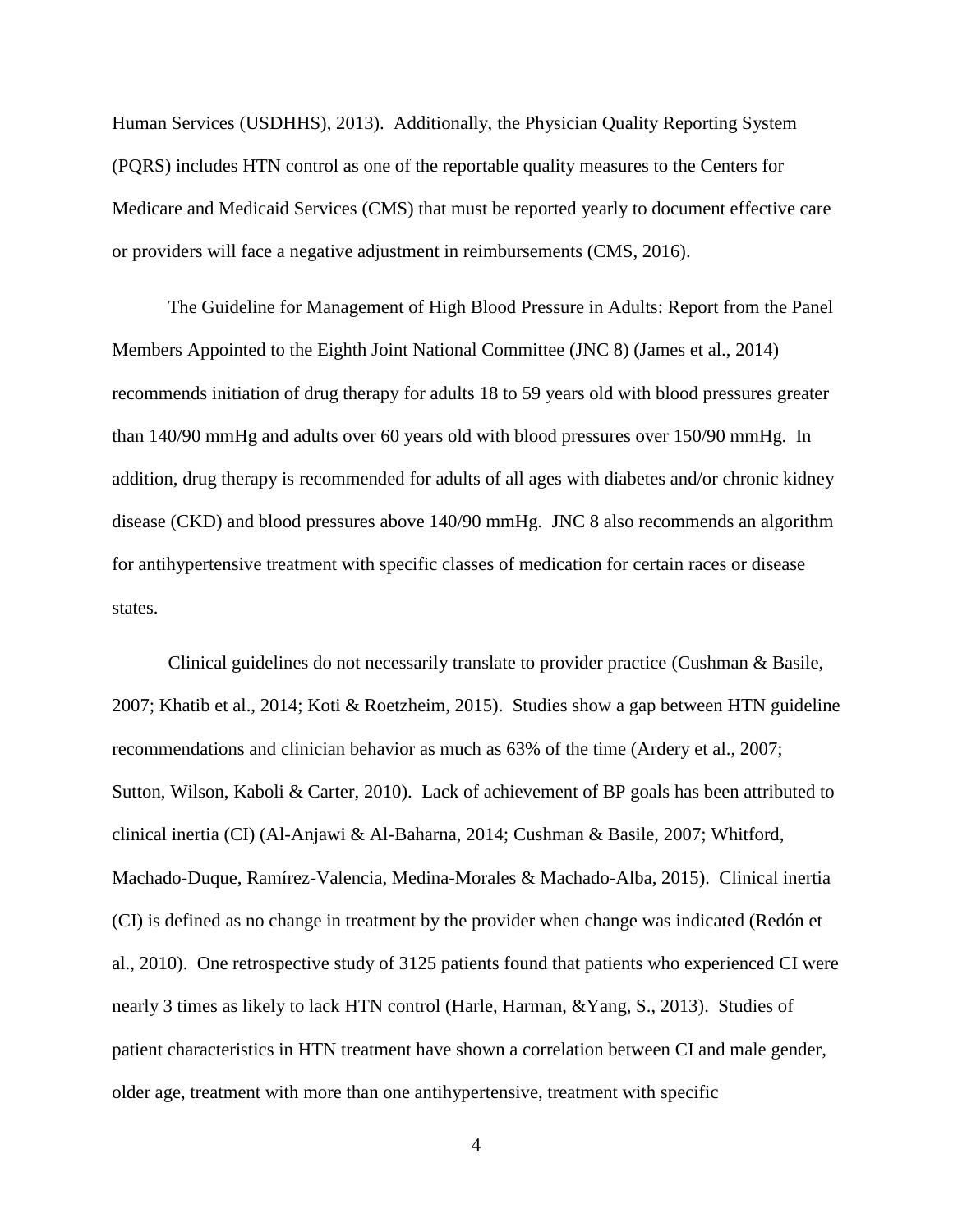Human Services (USDHHS), 2013). Additionally, the Physician Quality Reporting System (PQRS) includes HTN control as one of the reportable quality measures to the Centers for Medicare and Medicaid Services (CMS) that must be reported yearly to document effective care or providers will face a negative adjustment in reimbursements (CMS, 2016).

The Guideline for Management of High Blood Pressure in Adults: Report from the Panel Members Appointed to the Eighth Joint National Committee (JNC 8) (James et al., 2014) recommends initiation of drug therapy for adults 18 to 59 years old with blood pressures greater than 140/90 mmHg and adults over 60 years old with blood pressures over 150/90 mmHg. In addition, drug therapy is recommended for adults of all ages with diabetes and/or chronic kidney disease (CKD) and blood pressures above 140/90 mmHg. JNC 8 also recommends an algorithm for antihypertensive treatment with specific classes of medication for certain races or disease states.

Clinical guidelines do not necessarily translate to provider practice (Cushman & Basile, 2007; Khatib et al., 2014; Koti & Roetzheim, 2015). Studies show a gap between HTN guideline recommendations and clinician behavior as much as 63% of the time (Ardery et al., 2007; Sutton, Wilson, Kaboli & Carter, 2010). Lack of achievement of BP goals has been attributed to clinical inertia (CI) (Al-Anjawi & Al-Baharna, 2014; Cushman & Basile, 2007; Whitford, Machado-Duque, Ramírez-Valencia, Medina-Morales & Machado-Alba, 2015). Clinical inertia (CI) is defined as no change in treatment by the provider when change was indicated (Redón et al., 2010). One retrospective study of 3125 patients found that patients who experienced CI were nearly 3 times as likely to lack HTN control (Harle, Harman, &Yang, S., 2013). Studies of patient characteristics in HTN treatment have shown a correlation between CI and male gender, older age, treatment with more than one antihypertensive, treatment with specific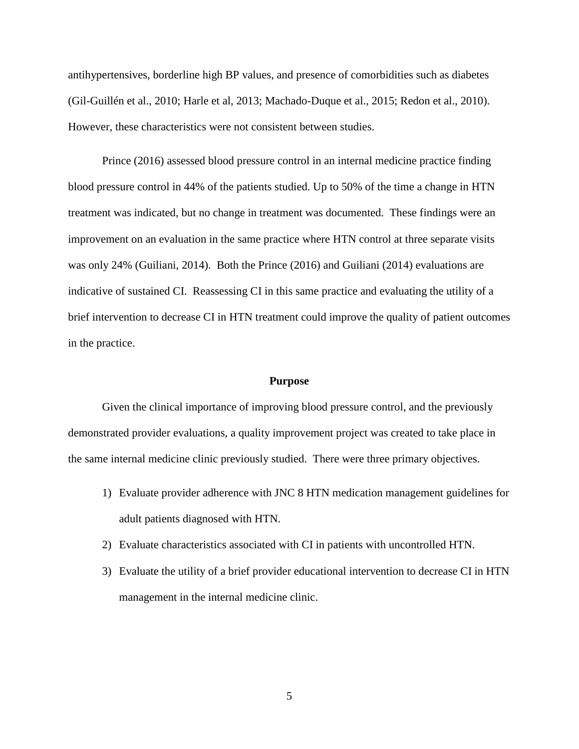antihypertensives, borderline high BP values, and presence of comorbidities such as diabetes (Gil-Guillén et al., 2010; Harle et al, 2013; Machado-Duque et al., 2015; Redon et al., 2010). However, these characteristics were not consistent between studies.

Prince (2016) assessed blood pressure control in an internal medicine practice finding blood pressure control in 44% of the patients studied. Up to 50% of the time a change in HTN treatment was indicated, but no change in treatment was documented. These findings were an improvement on an evaluation in the same practice where HTN control at three separate visits was only 24% (Guiliani, 2014). Both the Prince (2016) and Guiliani (2014) evaluations are indicative of sustained CI. Reassessing CI in this same practice and evaluating the utility of a brief intervention to decrease CI in HTN treatment could improve the quality of patient outcomes in the practice.

## Purpose

Given the clinical importance of improving blood pressure control, and the previously demonstrated provider evaluations, a quality improvement project was created to take place in the same internal medicine clinic previously studied. There were three primary objectives.

1) Evaluate provider adherence with JNC 8 HTN medication management guidelines for adult patients diagnosed with HTN.
2) Evaluate characteristics associated with CI in patients with uncontrolled HTN.
3) Evaluate the utility of a brief provider educational intervention to decrease CI in HTN management in the internal medicine clinic.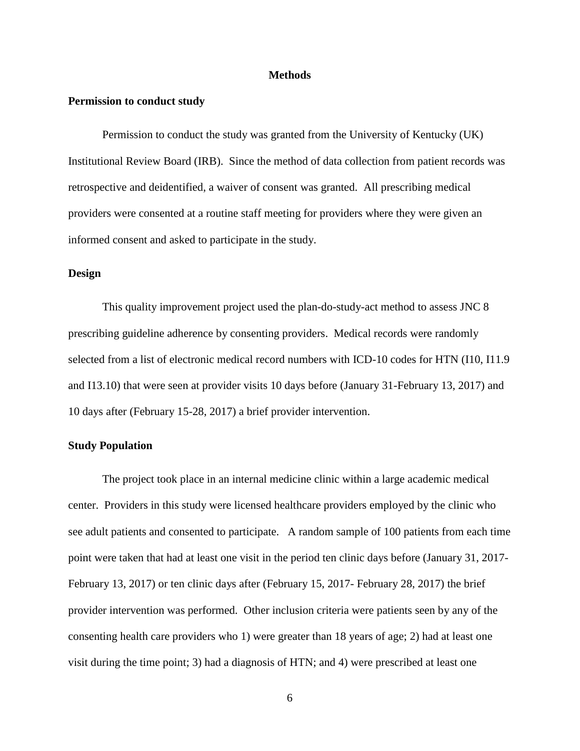# Methods

## Permission to conduct study

Permission to conduct the study was granted from the University of Kentucky (UK) Institutional Review Board (IRB). Since the method of data collection from patient records was retrospective and deidentified, a waiver of consent was granted. All prescribing medical providers were consented at a routine staff meeting for providers where they were given an informed consent and asked to participate in the study.

## Design

This quality improvement project used the plan-do-study-act method to assess JNC 8 prescribing guideline adherence by consenting providers. Medical records were randomly selected from a list of electronic medical record numbers with ICD-10 codes for HTN (I10, I11.9 and I13.10) that were seen at provider visits 10 days before (January 31-February 13, 2017) and 10 days after (February 15-28, 2017) a brief provider intervention.

## Study Population

The project took place in an internal medicine clinic within a large academic medical center. Providers in this study were licensed healthcare providers employed by the clinic who see adult patients and consented to participate. A random sample of 100 patients from each time point were taken that had at least one visit in the period ten clinic days before (January 31, 2017-February 13, 2017) or ten clinic days after (February 15, 2017- February 28, 2017) the brief provider intervention was performed. Other inclusion criteria were patients seen by any of the consenting health care providers who 1) were greater than 18 years of age; 2) had at least one visit during the time point; 3) had a diagnosis of HTN; and 4) were prescribed at least one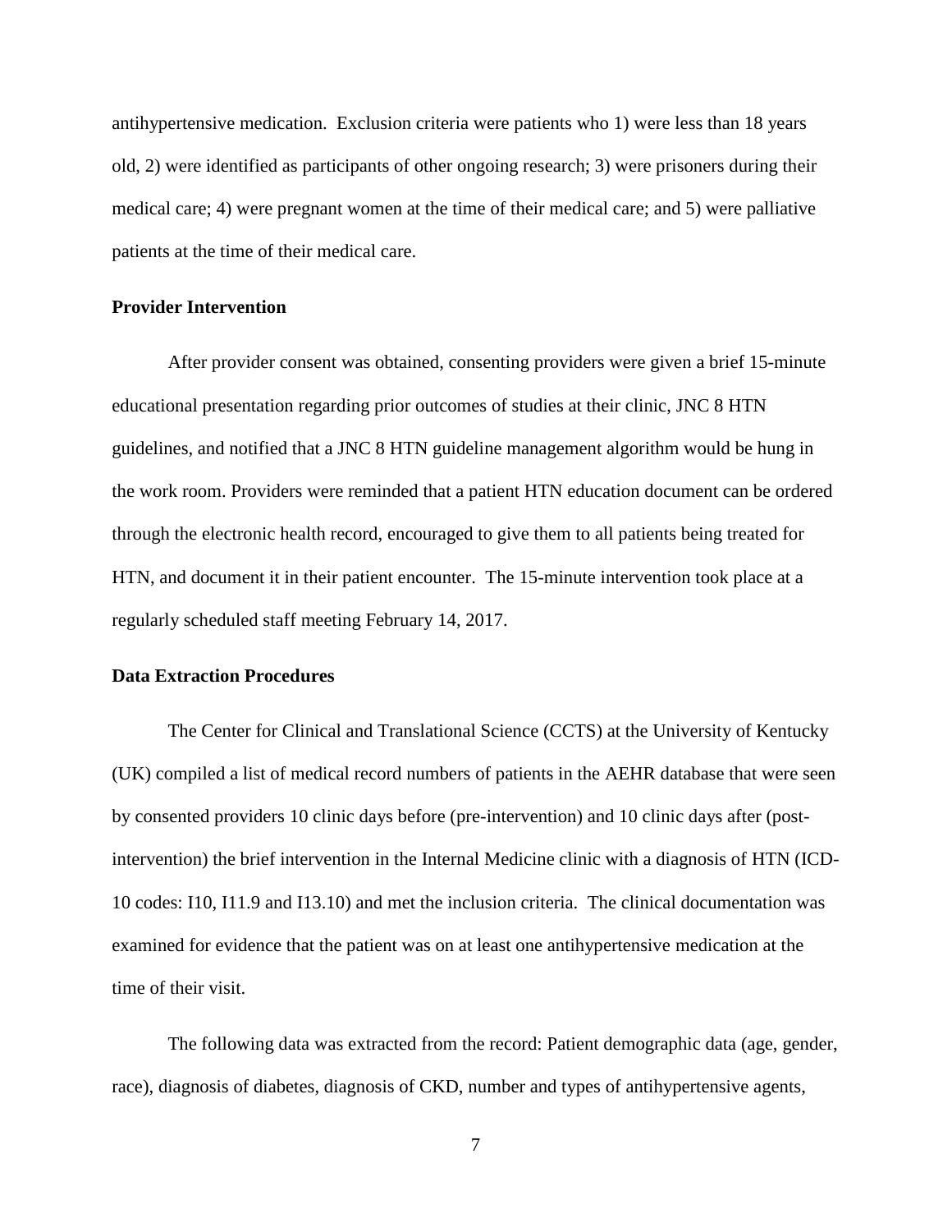antihypertensive medication. Exclusion criteria were patients who 1) were less than 18 years old, 2) were identified as participants of other ongoing research; 3) were prisoners during their medical care; 4) were pregnant women at the time of their medical care; and 5) were palliative patients at the time of their medical care.

### Provider Intervention

After provider consent was obtained, consenting providers were given a brief 15-minute educational presentation regarding prior outcomes of studies at their clinic, JNC 8 HTN guidelines, and notified that a JNC 8 HTN guideline management algorithm would be hung in the work room. Providers were reminded that a patient HTN education document can be ordered through the electronic health record, encouraged to give them to all patients being treated for HTN, and document it in their patient encounter. The 15-minute intervention took place at a regularly scheduled staff meeting February 14, 2017.

### Data Extraction Procedures

The Center for Clinical and Translational Science (CCTS) at the University of Kentucky (UK) compiled a list of medical record numbers of patients in the AEHR database that were seen by consented providers 10 clinic days before (pre-intervention) and 10 clinic days after (post-intervention) the brief intervention in the Internal Medicine clinic with a diagnosis of HTN (ICD-10 codes: I10, I11.9 and I13.10) and met the inclusion criteria. The clinical documentation was examined for evidence that the patient was on at least one antihypertensive medication at the time of their visit.

The following data was extracted from the record: Patient demographic data (age, gender, race), diagnosis of diabetes, diagnosis of CKD, number and types of antihypertensive agents,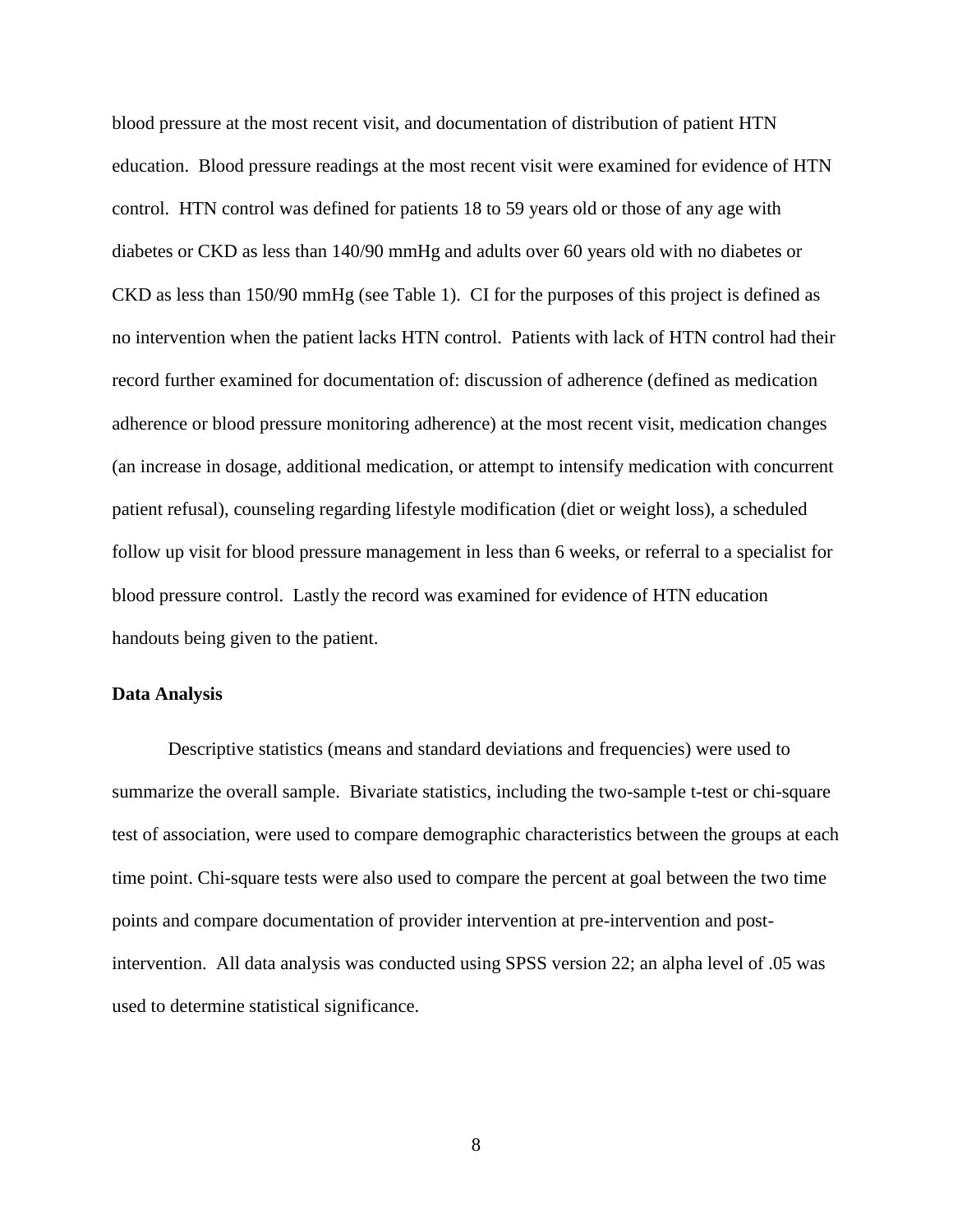blood pressure at the most recent visit, and documentation of distribution of patient HTN education. Blood pressure readings at the most recent visit were examined for evidence of HTN control. HTN control was defined for patients 18 to 59 years old or those of any age with diabetes or CKD as less than 140/90 mmHg and adults over 60 years old with no diabetes or CKD as less than 150/90 mmHg (see Table 1). CI for the purposes of this project is defined as no intervention when the patient lacks HTN control. Patients with lack of HTN control had their record further examined for documentation of: discussion of adherence (defined as medication adherence or blood pressure monitoring adherence) at the most recent visit, medication changes (an increase in dosage, additional medication, or attempt to intensify medication with concurrent patient refusal), counseling regarding lifestyle modification (diet or weight loss), a scheduled follow up visit for blood pressure management in less than 6 weeks, or referral to a specialist for blood pressure control. Lastly the record was examined for evidence of HTN education handouts being given to the patient.

### Data Analysis

Descriptive statistics (means and standard deviations and frequencies) were used to summarize the overall sample. Bivariate statistics, including the two-sample t-test or chi-square test of association, were used to compare demographic characteristics between the groups at each time point. Chi-square tests were also used to compare the percent at goal between the two time points and compare documentation of provider intervention at pre-intervention and post-intervention. All data analysis was conducted using SPSS version 22; an alpha level of .05 was used to determine statistical significance.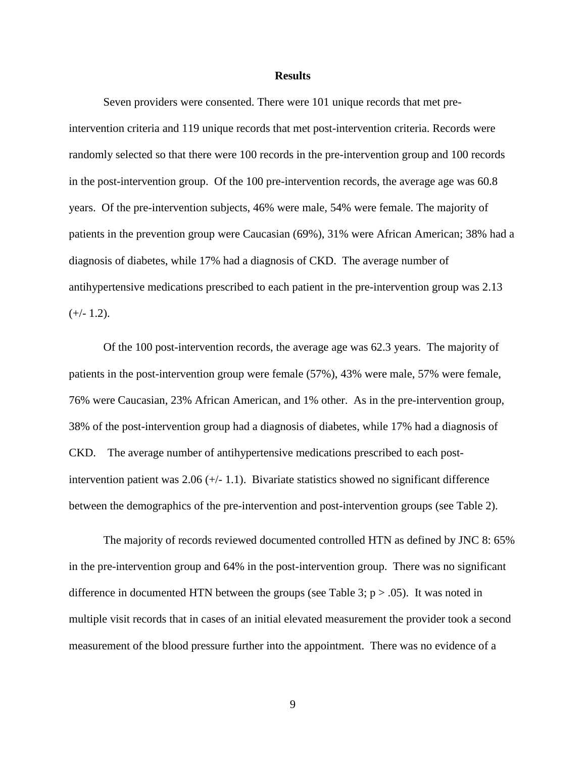## Results

Seven providers were consented. There were 101 unique records that met pre-intervention criteria and 119 unique records that met post-intervention criteria. Records were randomly selected so that there were 100 records in the pre-intervention group and 100 records in the post-intervention group. Of the 100 pre-intervention records, the average age was 60.8 years. Of the pre-intervention subjects, 46% were male, 54% were female. The majority of patients in the prevention group were Caucasian (69%), 31% were African American; 38% had a diagnosis of diabetes, while 17% had a diagnosis of CKD. The average number of antihypertensive medications prescribed to each patient in the pre-intervention group was 2.13 (+/- 1.2).

Of the 100 post-intervention records, the average age was 62.3 years. The majority of patients in the post-intervention group were female (57%), 43% were male, 57% were female, 76% were Caucasian, 23% African American, and 1% other. As in the pre-intervention group, 38% of the post-intervention group had a diagnosis of diabetes, while 17% had a diagnosis of CKD. The average number of antihypertensive medications prescribed to each post-intervention patient was 2.06 (+/- 1.1). Bivariate statistics showed no significant difference between the demographics of the pre-intervention and post-intervention groups (see Table 2).

The majority of records reviewed documented controlled HTN as defined by JNC 8: 65% in the pre-intervention group and 64% in the post-intervention group. There was no significant difference in documented HTN between the groups (see Table 3; $p > .05$). It was noted in multiple visit records that in cases of an initial elevated measurement the provider took a second measurement of the blood pressure further into the appointment. There was no evidence of a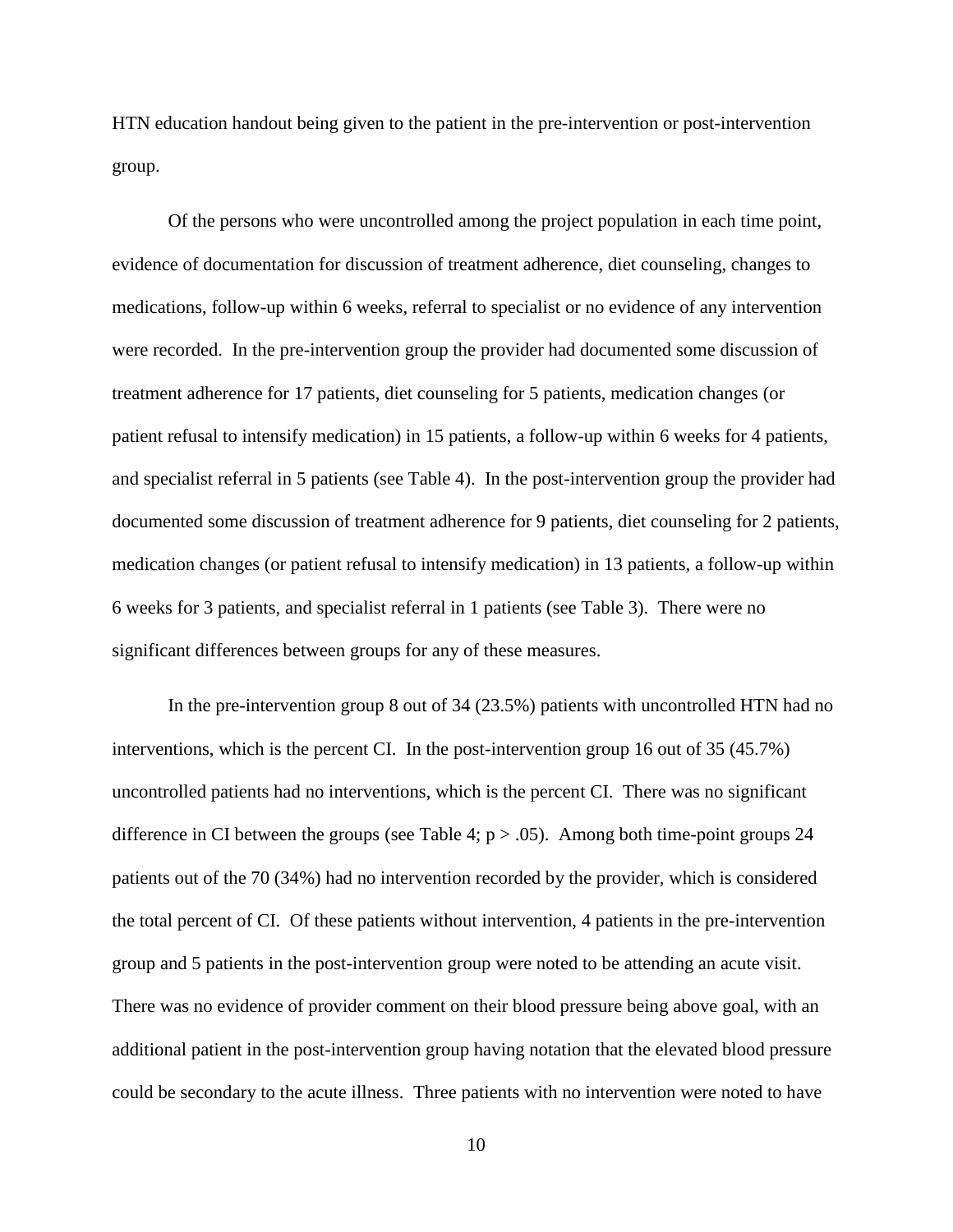HTN education handout being given to the patient in the pre-intervention or post-intervention group.

Of the persons who were uncontrolled among the project population in each time point, evidence of documentation for discussion of treatment adherence, diet counseling, changes to medications, follow-up within 6 weeks, referral to specialist or no evidence of any intervention were recorded. In the pre-intervention group the provider had documented some discussion of treatment adherence for 17 patients, diet counseling for 5 patients, medication changes (or patient refusal to intensify medication) in 15 patients, a follow-up within 6 weeks for 4 patients, and specialist referral in 5 patients (see Table 4). In the post-intervention group the provider had documented some discussion of treatment adherence for 9 patients, diet counseling for 2 patients, medication changes (or patient refusal to intensify medication) in 13 patients, a follow-up within 6 weeks for 3 patients, and specialist referral in 1 patients (see Table 3). There were no significant differences between groups for any of these measures.

In the pre-intervention group 8 out of 34 (23.5%) patients with uncontrolled HTN had no interventions, which is the percent CI. In the post-intervention group 16 out of 35 (45.7%) uncontrolled patients had no interventions, which is the percent CI. There was no significant difference in CI between the groups (see Table 4; $p > .05$). Among both time-point groups 24 patients out of the 70 (34%) had no intervention recorded by the provider, which is considered the total percent of CI. Of these patients without intervention, 4 patients in the pre-intervention group and 5 patients in the post-intervention group were noted to be attending an acute visit. There was no evidence of provider comment on their blood pressure being above goal, with an additional patient in the post-intervention group having notation that the elevated blood pressure could be secondary to the acute illness. Three patients with no intervention were noted to have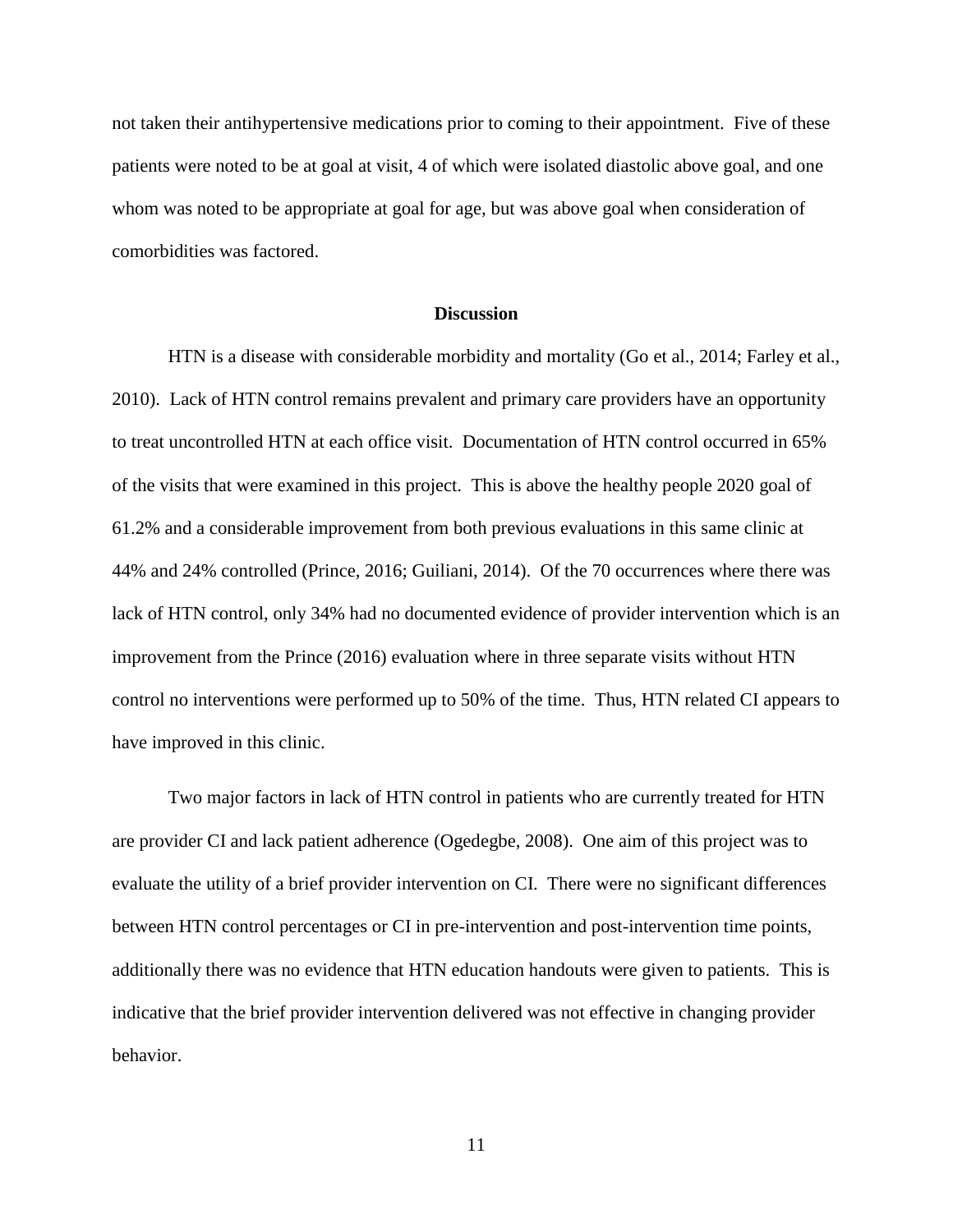not taken their antihypertensive medications prior to coming to their appointment. Five of these patients were noted to be at goal at visit, 4 of which were isolated diastolic above goal, and one whom was noted to be appropriate at goal for age, but was above goal when consideration of comorbidities was factored.

## Discussion

HTN is a disease with considerable morbidity and mortality (Go et al., 2014; Farley et al., 2010). Lack of HTN control remains prevalent and primary care providers have an opportunity to treat uncontrolled HTN at each office visit. Documentation of HTN control occurred in 65% of the visits that were examined in this project. This is above the healthy people 2020 goal of 61.2% and a considerable improvement from both previous evaluations in this same clinic at 44% and 24% controlled (Prince, 2016; Guiliani, 2014). Of the 70 occurrences where there was lack of HTN control, only 34% had no documented evidence of provider intervention which is an improvement from the Prince (2016) evaluation where in three separate visits without HTN control no interventions were performed up to 50% of the time. Thus, HTN related CI appears to have improved in this clinic.

Two major factors in lack of HTN control in patients who are currently treated for HTN are provider CI and lack patient adherence (Ogedegbe, 2008). One aim of this project was to evaluate the utility of a brief provider intervention on CI. There were no significant differences between HTN control percentages or CI in pre-intervention and post-intervention time points, additionally there was no evidence that HTN education handouts were given to patients. This is indicative that the brief provider intervention delivered was not effective in changing provider behavior.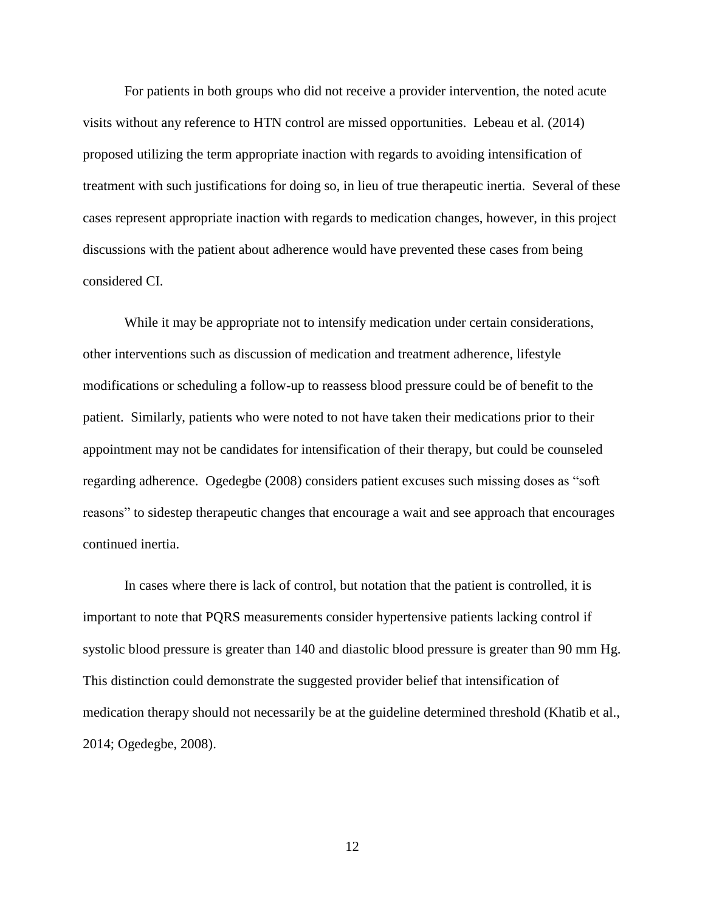For patients in both groups who did not receive a provider intervention, the noted acute visits without any reference to HTN control are missed opportunities. Lebeau et al. (2014) proposed utilizing the term appropriate inaction with regards to avoiding intensification of treatment with such justifications for doing so, in lieu of true therapeutic inertia. Several of these cases represent appropriate inaction with regards to medication changes, however, in this project discussions with the patient about adherence would have prevented these cases from being considered CI.

While it may be appropriate not to intensify medication under certain considerations, other interventions such as discussion of medication and treatment adherence, lifestyle modifications or scheduling a follow-up to reassess blood pressure could be of benefit to the patient. Similarly, patients who were noted to not have taken their medications prior to their appointment may not be candidates for intensification of their therapy, but could be counseled regarding adherence. Ogedegbe (2008) considers patient excuses such missing doses as “soft reasons” to sidestep therapeutic changes that encourage a wait and see approach that encourages continued inertia.

In cases where there is lack of control, but notation that the patient is controlled, it is important to note that PQRS measurements consider hypertensive patients lacking control if systolic blood pressure is greater than 140 and diastolic blood pressure is greater than 90 mm Hg. This distinction could demonstrate the suggested provider belief that intensification of medication therapy should not necessarily be at the guideline determined threshold (Khatib et al., 2014; Ogedegbe, 2008).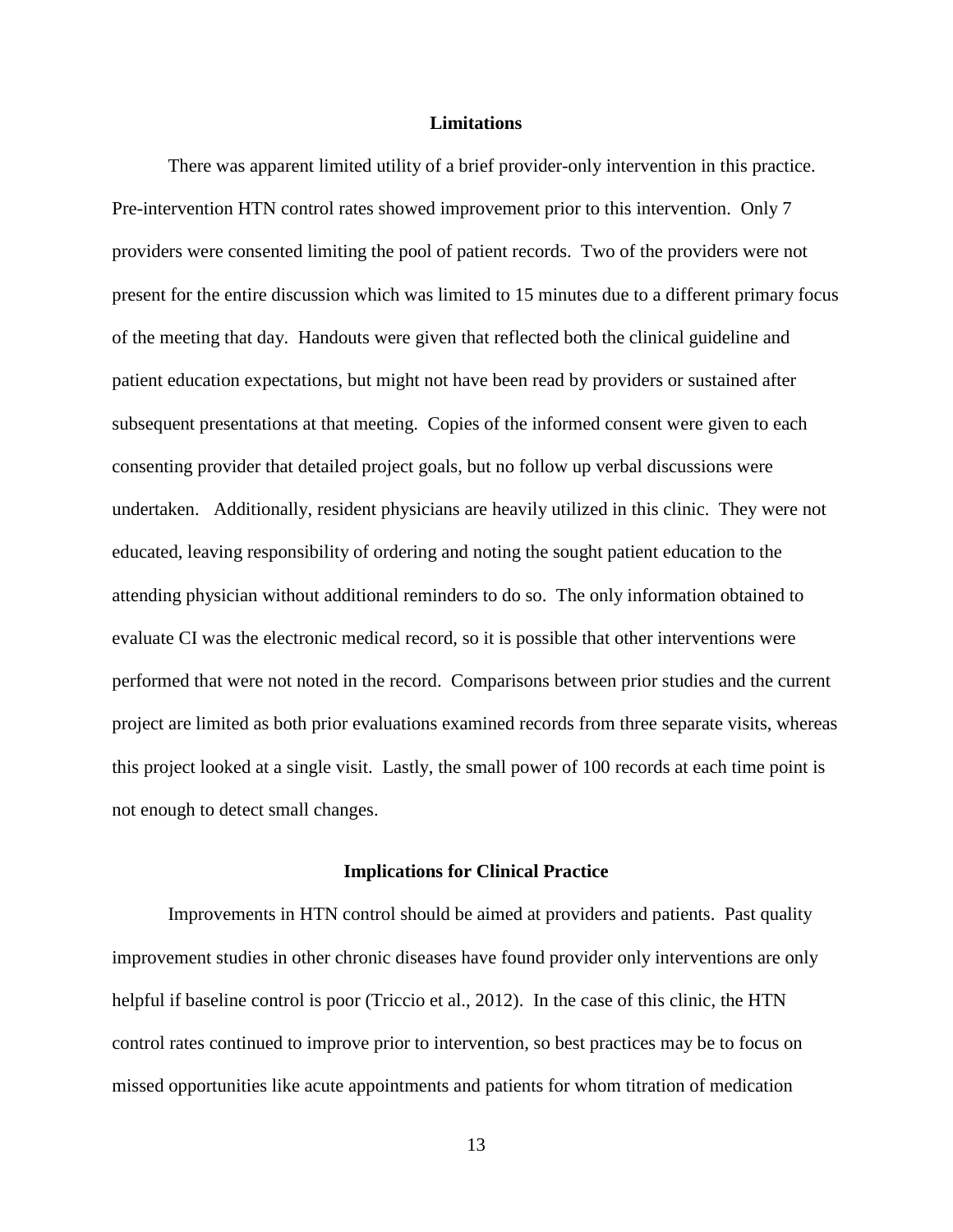## Limitations

There was apparent limited utility of a brief provider-only intervention in this practice. Pre-intervention HTN control rates showed improvement prior to this intervention. Only 7 providers were consented limiting the pool of patient records. Two of the providers were not present for the entire discussion which was limited to 15 minutes due to a different primary focus of the meeting that day. Handouts were given that reflected both the clinical guideline and patient education expectations, but might not have been read by providers or sustained after subsequent presentations at that meeting. Copies of the informed consent were given to each consenting provider that detailed project goals, but no follow up verbal discussions were undertaken. Additionally, resident physicians are heavily utilized in this clinic. They were not educated, leaving responsibility of ordering and noting the sought patient education to the attending physician without additional reminders to do so. The only information obtained to evaluate CI was the electronic medical record, so it is possible that other interventions were performed that were not noted in the record. Comparisons between prior studies and the current project are limited as both prior evaluations examined records from three separate visits, whereas this project looked at a single visit. Lastly, the small power of 100 records at each time point is not enough to detect small changes.

## Implications for Clinical Practice

Improvements in HTN control should be aimed at providers and patients. Past quality improvement studies in other chronic diseases have found provider only interventions are only helpful if baseline control is poor (Triccio et al., 2012). In the case of this clinic, the HTN control rates continued to improve prior to intervention, so best practices may be to focus on missed opportunities like acute appointments and patients for whom titration of medication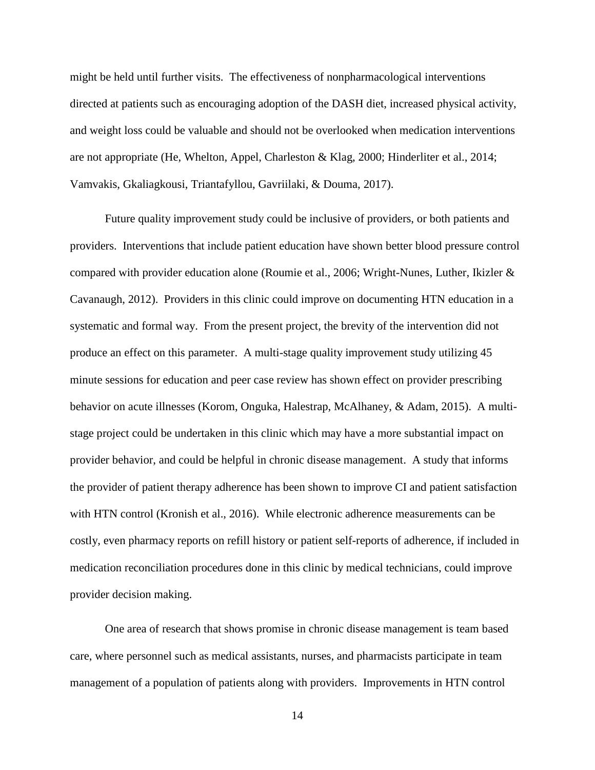might be held until further visits. The effectiveness of nonpharmacological interventions directed at patients such as encouraging adoption of the DASH diet, increased physical activity, and weight loss could be valuable and should not be overlooked when medication interventions are not appropriate (He, Whelton, Appel, Charleston & Klag, 2000; Hinderliter et al., 2014; Vamvakis, Gkaliagkousi, Triantafyllou, Gavriilaki, & Douma, 2017).

Future quality improvement study could be inclusive of providers, or both patients and providers. Interventions that include patient education have shown better blood pressure control compared with provider education alone (Roumie et al., 2006; Wright-Nunes, Luther, Ikizler & Cavanaugh, 2012). Providers in this clinic could improve on documenting HTN education in a systematic and formal way. From the present project, the brevity of the intervention did not produce an effect on this parameter. A multi-stage quality improvement study utilizing 45 minute sessions for education and peer case review has shown effect on provider prescribing behavior on acute illnesses (Korom, Onguka, Halestrap, McAlhaney, & Adam, 2015). A multi-stage project could be undertaken in this clinic which may have a more substantial impact on provider behavior, and could be helpful in chronic disease management. A study that informs the provider of patient therapy adherence has been shown to improve CI and patient satisfaction with HTN control (Kronish et al., 2016). While electronic adherence measurements can be costly, even pharmacy reports on refill history or patient self-reports of adherence, if included in medication reconciliation procedures done in this clinic by medical technicians, could improve provider decision making.

One area of research that shows promise in chronic disease management is team based care, where personnel such as medical assistants, nurses, and pharmacists participate in team management of a population of patients along with providers. Improvements in HTN control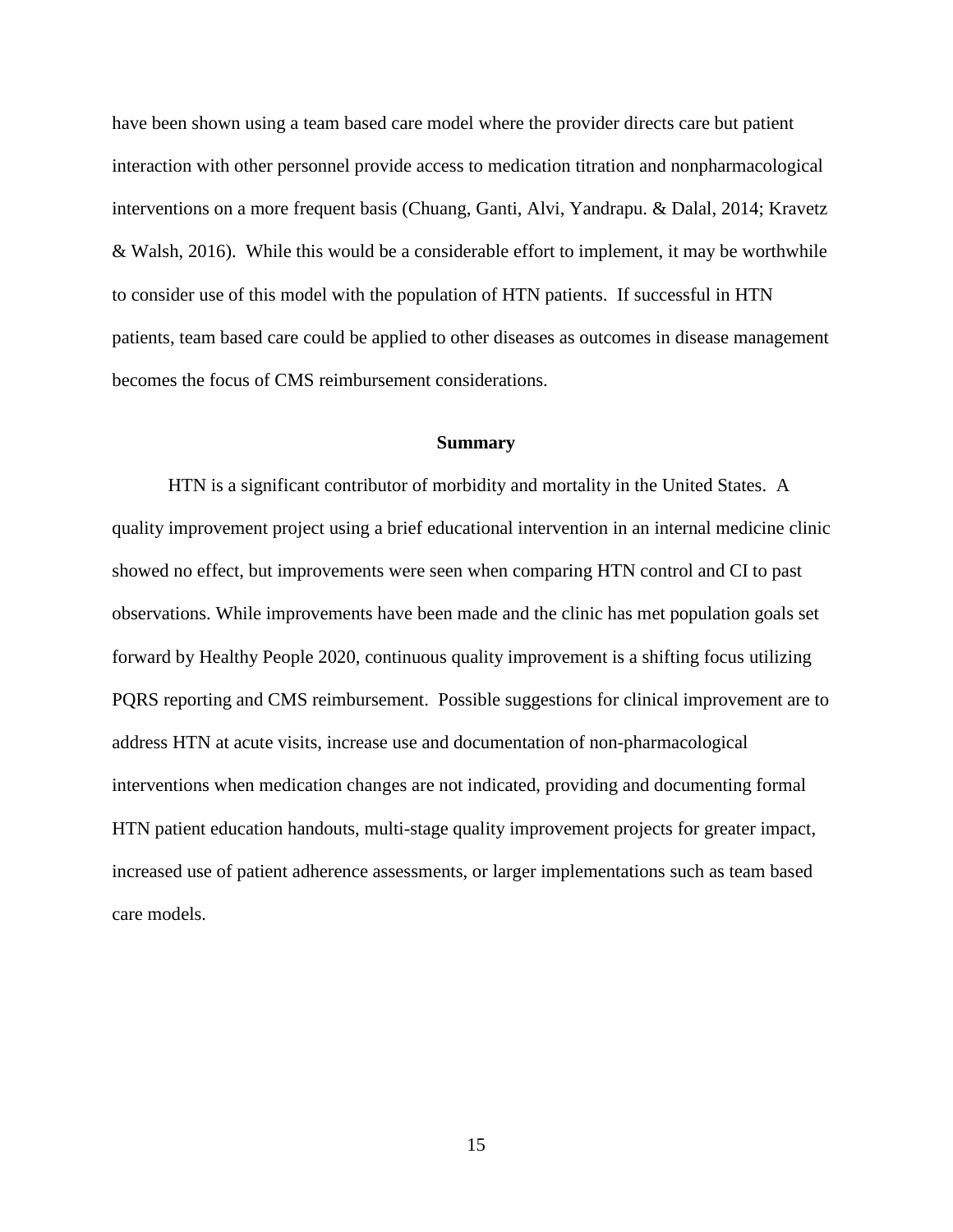have been shown using a team based care model where the provider directs care but patient interaction with other personnel provide access to medication titration and nonpharmacological interventions on a more frequent basis (Chuang, Ganti, Alvi, Yandrapu. & Dalal, 2014; Kravetz & Walsh, 2016). While this would be a considerable effort to implement, it may be worthwhile to consider use of this model with the population of HTN patients. If successful in HTN patients, team based care could be applied to other diseases as outcomes in disease management becomes the focus of CMS reimbursement considerations.

## Summary

HTN is a significant contributor of morbidity and mortality in the United States. A quality improvement project using a brief educational intervention in an internal medicine clinic showed no effect, but improvements were seen when comparing HTN control and CI to past observations. While improvements have been made and the clinic has met population goals set forward by Healthy People 2020, continuous quality improvement is a shifting focus utilizing PQRS reporting and CMS reimbursement. Possible suggestions for clinical improvement are to address HTN at acute visits, increase use and documentation of non-pharmacological interventions when medication changes are not indicated, providing and documenting formal HTN patient education handouts, multi-stage quality improvement projects for greater impact, increased use of patient adherence assessments, or larger implementations such as team based care models.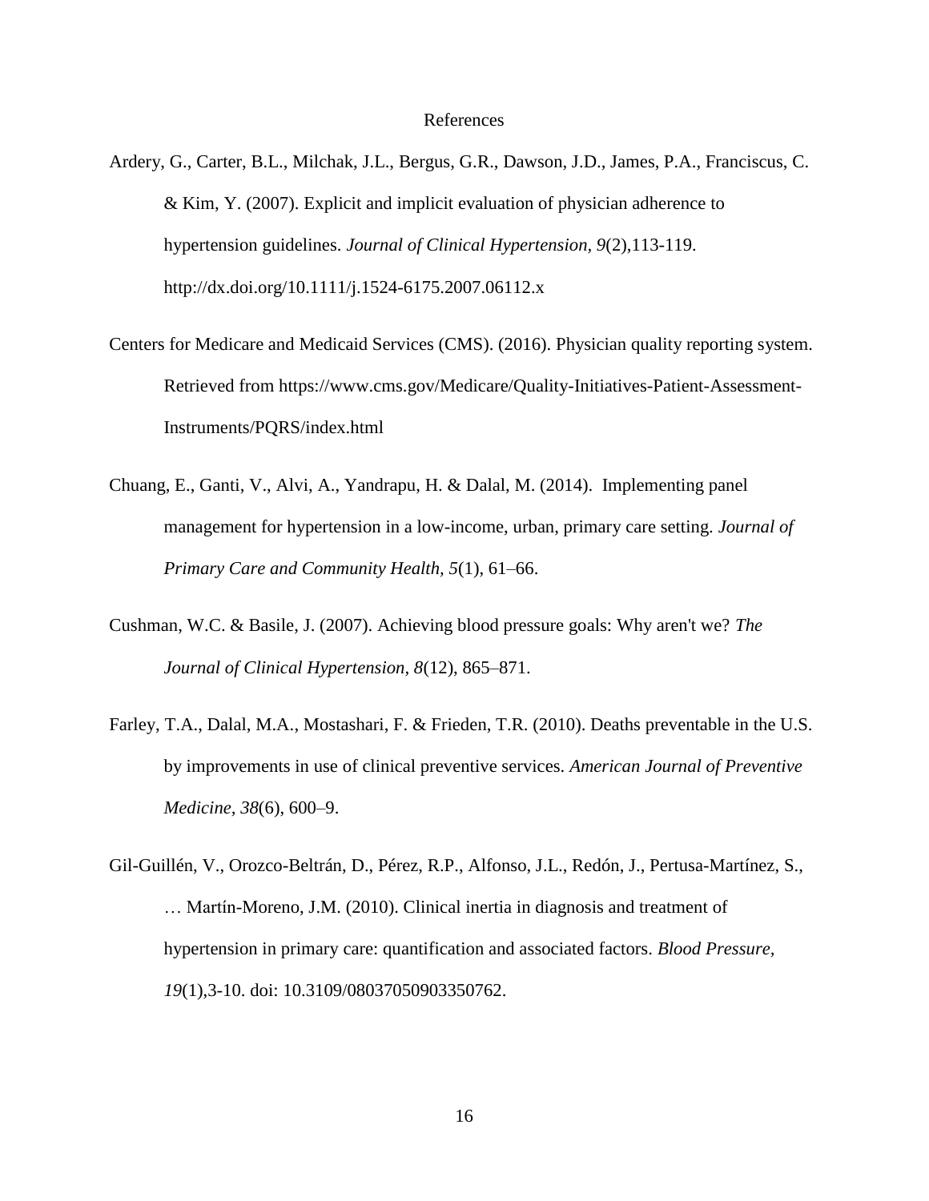# References

Ardery, G., Carter, B.L., Milchak, J.L., Bergus, G.R., Dawson, J.D., James, P.A., Franciscus, C. & Kim, Y. (2007). Explicit and implicit evaluation of physician adherence to hypertension guidelines. *Journal of Clinical Hypertension, 9*(2),113-119. http://dx.doi.org/10.1111/j.1524-6175.2007.06112.x

Centers for Medicare and Medicaid Services (CMS). (2016). Physician quality reporting system. Retrieved from https://www.cms.gov/Medicare/Quality-Initiatives-Patient-Assessment-Instruments/PQRS/index.html

Chuang, E., Ganti, V., Alvi, A., Yandrapu, H. & Dalal, M. (2014). Implementing panel management for hypertension in a low-income, urban, primary care setting. *Journal of Primary Care and Community Health, 5*(1), 61–66.

Cushman, W.C. & Basile, J. (2007). Achieving blood pressure goals: Why aren't we? *The Journal of Clinical Hypertension, 8*(12), 865–871.

Farley, T.A., Dalal, M.A., Mostashari, F. & Frieden, T.R. (2010). Deaths preventable in the U.S. by improvements in use of clinical preventive services. *American Journal of Preventive Medicine, 38*(6), 600–9.

Gil-Guillén, V., Orozco-Beltrán, D., Pérez, R.P., Alfonso, J.L., Redón, J., Pertusa-Martínez, S., … Martín-Moreno, J.M. (2010). Clinical inertia in diagnosis and treatment of hypertension in primary care: quantification and associated factors. *Blood Pressure, 19*(1),3-10. doi: 10.3109/08037050903350762.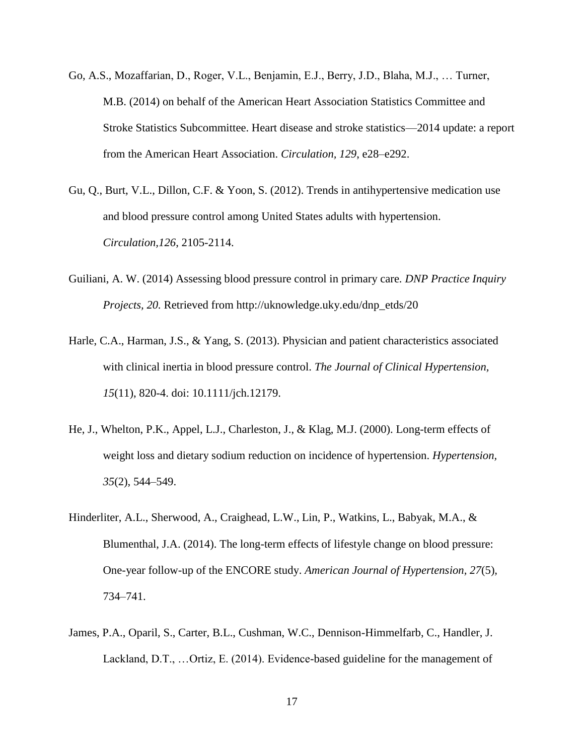Go, A.S., Mozaffarian, D., Roger, V.L., Benjamin, E.J., Berry, J.D., Blaha, M.J., … Turner, M.B. (2014) on behalf of the American Heart Association Statistics Committee and Stroke Statistics Subcommittee. Heart disease and stroke statistics—2014 update: a report from the American Heart Association. *Circulation, 129,* e28–e292.

Gu, Q., Burt, V.L., Dillon, C.F. & Yoon, S. (2012). Trends in antihypertensive medication use and blood pressure control among United States adults with hypertension. *Circulation,126,* 2105-2114.

Guiliani, A. W. (2014) Assessing blood pressure control in primary care. *DNP Practice Inquiry Projects, 20.* Retrieved from http://uknowledge.uky.edu/dnp_etds/20

Harle, C.A., Harman, J.S., & Yang, S. (2013). Physician and patient characteristics associated with clinical inertia in blood pressure control. *The Journal of Clinical Hypertension, 15*(11), 820-4. doi: 10.1111/jch.12179.

He, J., Whelton, P.K., Appel, L.J., Charleston, J., & Klag, M.J. (2000). Long-term effects of weight loss and dietary sodium reduction on incidence of hypertension. *Hypertension, 35*(2), 544–549.

Hinderliter, A.L., Sherwood, A., Craighead, L.W., Lin, P., Watkins, L., Babyak, M.A., & Blumenthal, J.A. (2014). The long-term effects of lifestyle change on blood pressure: One-year follow-up of the ENCORE study. *American Journal of Hypertension, 27*(5), 734–741.

James, P.A., Oparil, S., Carter, B.L., Cushman, W.C., Dennison-Himmelfarb, C., Handler, J. Lackland, D.T., …Ortiz, E. (2014). Evidence-based guideline for the management of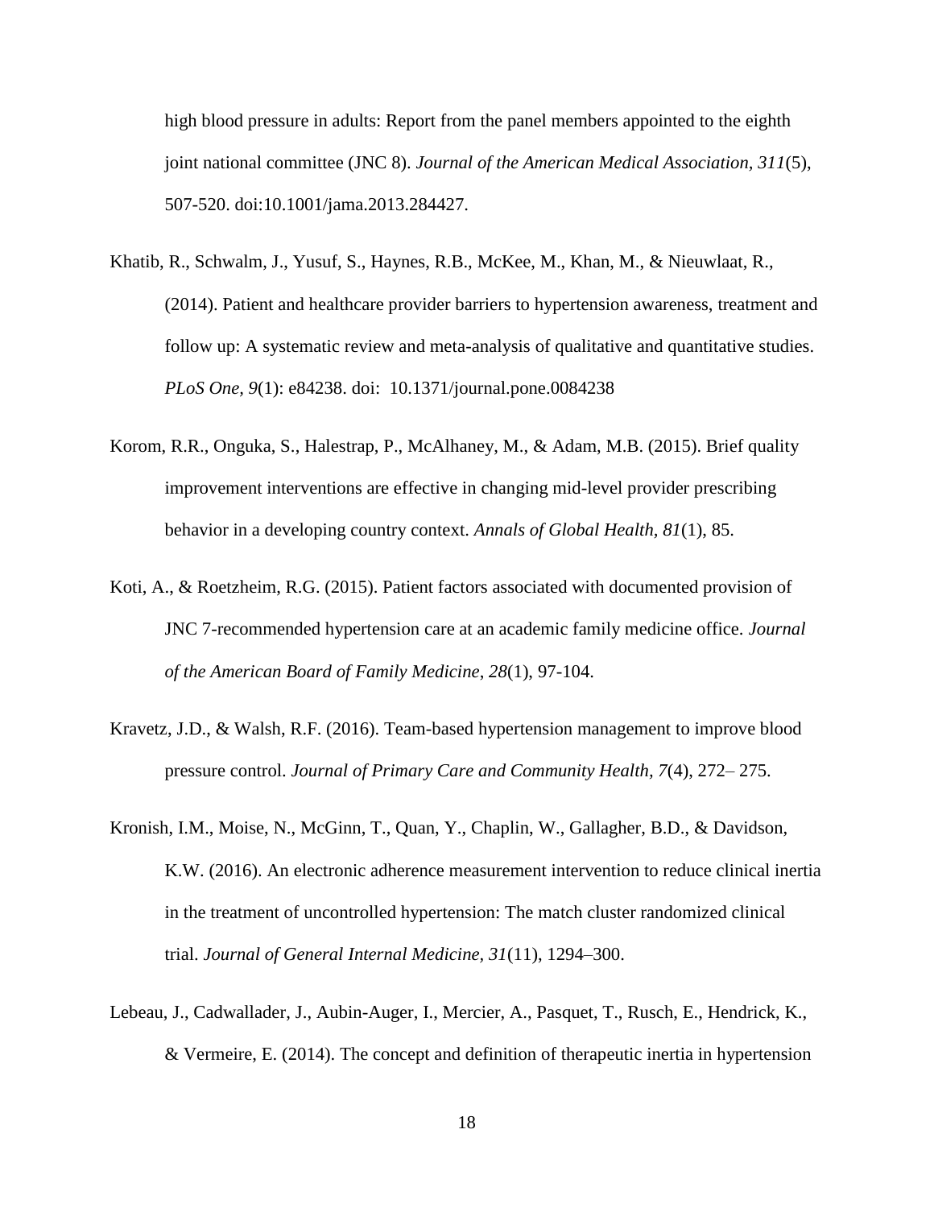high blood pressure in adults: Report from the panel members appointed to the eighth joint national committee (JNC 8). *Journal of the American Medical Association, 311*(5), 507-520. doi:10.1001/jama.2013.284427.

Khatib, R., Schwalm, J., Yusuf, S., Haynes, R.B., McKee, M., Khan, M., & Nieuwlaat, R., (2014). Patient and healthcare provider barriers to hypertension awareness, treatment and follow up: A systematic review and meta-analysis of qualitative and quantitative studies. *PLoS One, 9*(1): e84238. doi: 10.1371/journal.pone.0084238

Korom, R.R., Onguka, S., Halestrap, P., McAlhaney, M., & Adam, M.B. (2015). Brief quality improvement interventions are effective in changing mid-level provider prescribing behavior in a developing country context. *Annals of Global Health, 81*(1), 85.

Koti, A., & Roetzheim, R.G. (2015). Patient factors associated with documented provision of JNC 7-recommended hypertension care at an academic family medicine office. *Journal of the American Board of Family Medicine, 28*(1), 97-104.

Kravetz, J.D., & Walsh, R.F. (2016). Team-based hypertension management to improve blood pressure control. *Journal of Primary Care and Community Health, 7*(4), 272– 275.

Kronish, I.M., Moise, N., McGinn, T., Quan, Y., Chaplin, W., Gallagher, B.D., & Davidson, K.W. (2016). An electronic adherence measurement intervention to reduce clinical inertia in the treatment of uncontrolled hypertension: The match cluster randomized clinical trial. *Journal of General Internal Medicine, 31*(11), 1294–300.

Lebeau, J., Cadwallader, J., Aubin-Auger, I., Mercier, A., Pasquet, T., Rusch, E., Hendrick, K., & Vermeire, E. (2014). The concept and definition of therapeutic inertia in hypertension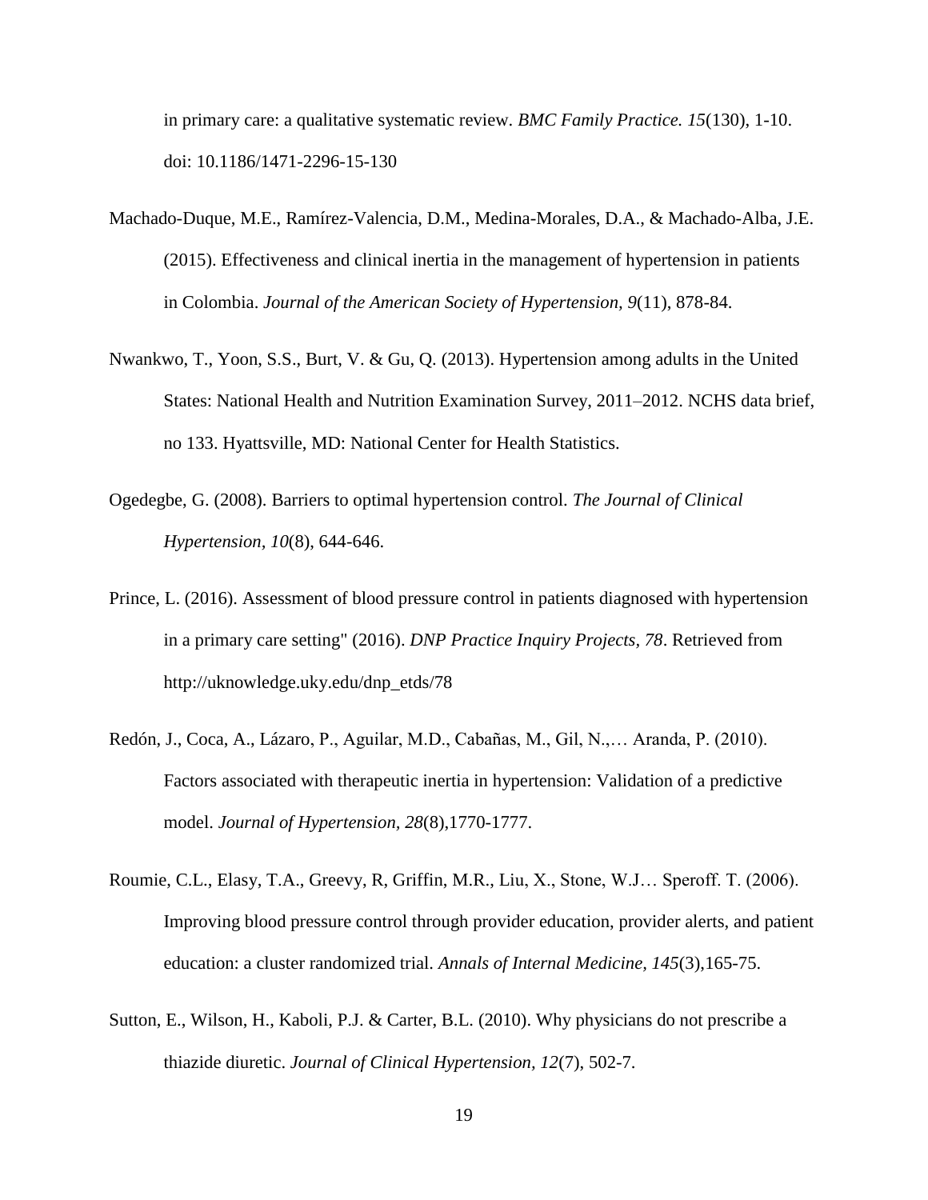in primary care: a qualitative systematic review. *BMC Family Practice. 15*(130), 1-10. doi: 10.1186/1471-2296-15-130

Machado-Duque, M.E., Ramírez-Valencia, D.M., Medina-Morales, D.A., & Machado-Alba, J.E. (2015). Effectiveness and clinical inertia in the management of hypertension in patients in Colombia. *Journal of the American Society of Hypertension, 9*(11), 878-84.

Nwankwo, T., Yoon, S.S., Burt, V. & Gu, Q. (2013). Hypertension among adults in the United States: National Health and Nutrition Examination Survey, 2011–2012. NCHS data brief, no 133. Hyattsville, MD: National Center for Health Statistics.

Ogedegbe, G. (2008). Barriers to optimal hypertension control. *The Journal of Clinical Hypertension, 10*(8), 644-646.

Prince, L. (2016). Assessment of blood pressure control in patients diagnosed with hypertension in a primary care setting" (2016). *DNP Practice Inquiry Projects, 78*. Retrieved from http://uknowledge.uky.edu/dnp_etds/78

Redón, J., Coca, A., Lázaro, P., Aguilar, M.D., Cabañas, M., Gil, N.,… Aranda, P. (2010). Factors associated with therapeutic inertia in hypertension: Validation of a predictive model. *Journal of Hypertension, 28*(8),1770-1777.

Roumie, C.L., Elasy, T.A., Greevy, R, Griffin, M.R., Liu, X., Stone, W.J… Speroff. T. (2006). Improving blood pressure control through provider education, provider alerts, and patient education: a cluster randomized trial. *Annals of Internal Medicine, 145*(3),165-75.

Sutton, E., Wilson, H., Kaboli, P.J. & Carter, B.L. (2010). Why physicians do not prescribe a thiazide diuretic. *Journal of Clinical Hypertension, 12*(7), 502-7.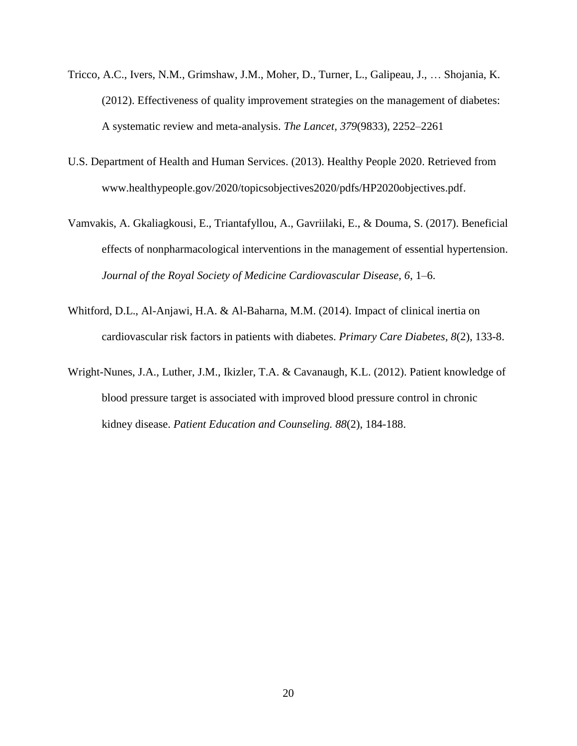Tricco, A.C., Ivers, N.M., Grimshaw, J.M., Moher, D., Turner, L., Galipeau, J., … Shojania, K. (2012). Effectiveness of quality improvement strategies on the management of diabetes: A systematic review and meta-analysis. *The Lancet*, *379*(9833), 2252–2261

U.S. Department of Health and Human Services. (2013). Healthy People 2020. Retrieved from www.healthypeople.gov/2020/topicsobjectives2020/pdfs/HP2020objectives.pdf.

Vamvakis, A. Gkaliagkousi, E., Triantafyllou, A., Gavriilaki, E., & Douma, S. (2017). Beneficial effects of nonpharmacological interventions in the management of essential hypertension. *Journal of the Royal Society of Medicine Cardiovascular Disease, 6*, 1–6.

Whitford, D.L., Al-Anjawi, H.A. & Al-Baharna, M.M. (2014). Impact of clinical inertia on cardiovascular risk factors in patients with diabetes. *Primary Care Diabetes, 8*(2), 133-8.

Wright-Nunes, J.A., Luther, J.M., Ikizler, T.A. & Cavanaugh, K.L. (2012). Patient knowledge of blood pressure target is associated with improved blood pressure control in chronic kidney disease. *Patient Education and Counseling. 88*(2), 184-188.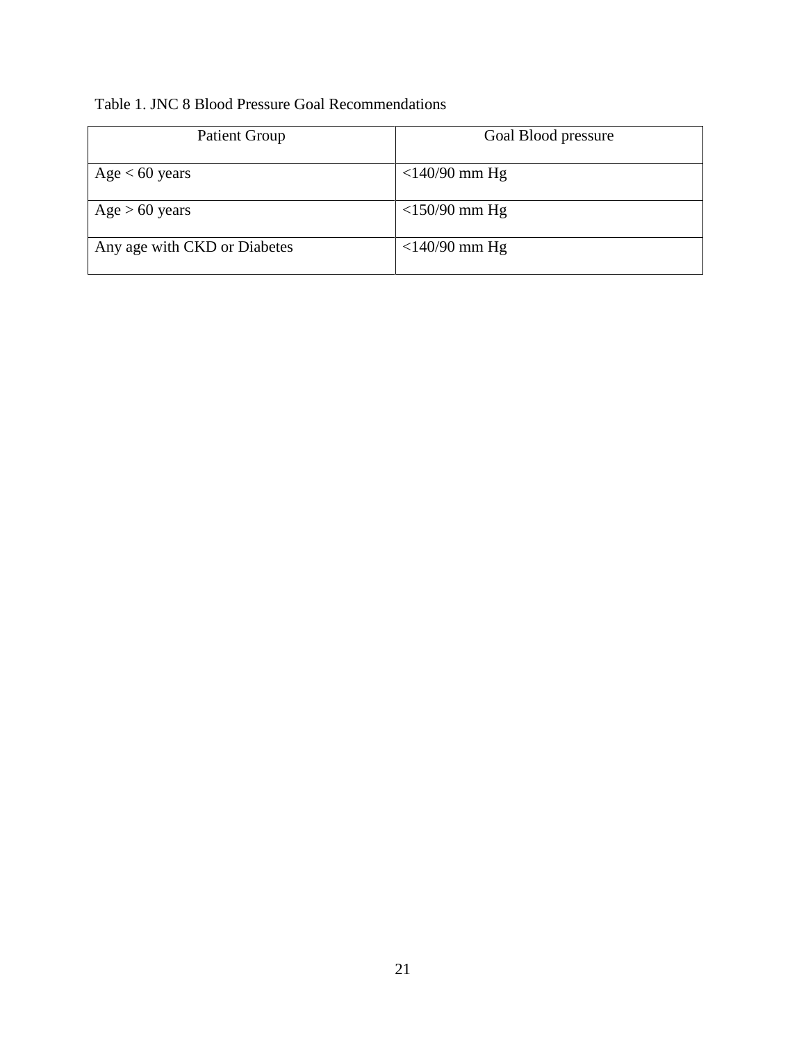Table 1. JNC 8 Blood Pressure Goal Recommendations

| Patient Group | Goal Blood pressure |
| --- | --- |
| Age < 60 years | <140/90 mm Hg |
| Age > 60 years | <150/90 mm Hg |
| Any age with CKD or Diabetes | <140/90 mm Hg |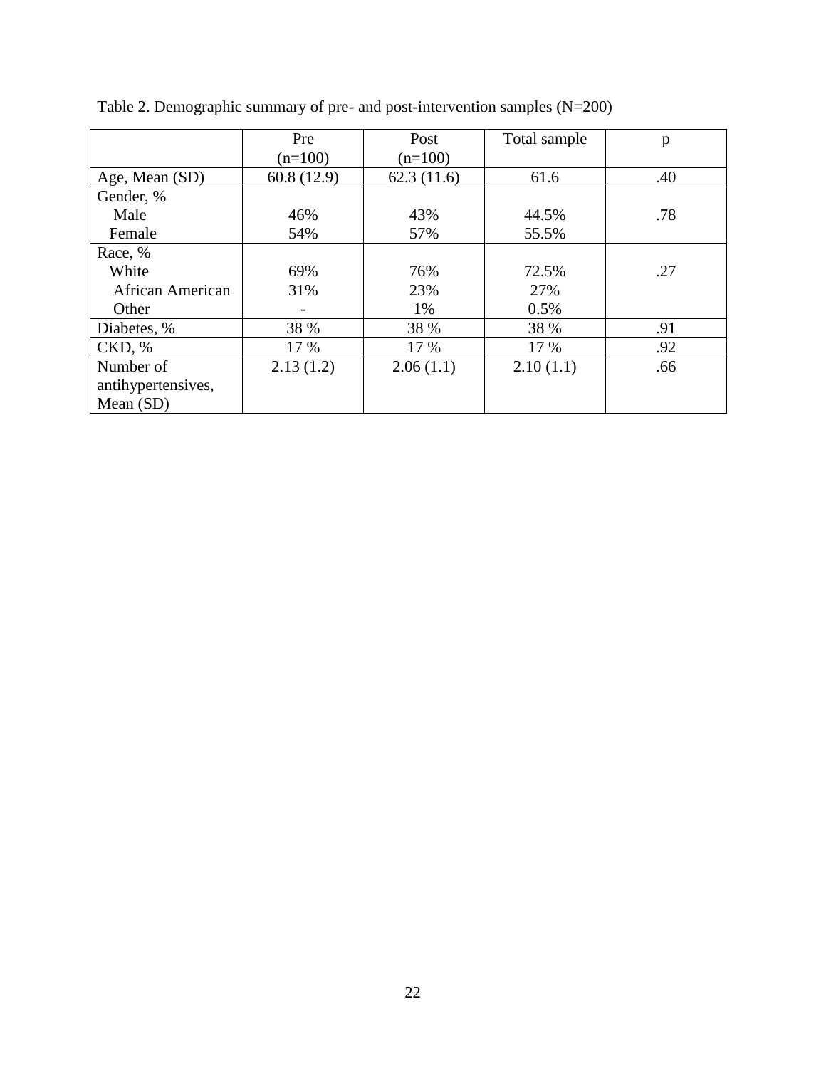Table 2. Demographic summary of pre- and post-intervention samples (N=200)

| | Pre (n=100) | Post (n=100) | Total sample | p |
|---|---|---|---|---|
| Age, Mean (SD) | 60.8 (12.9) | 62.3 (11.6) | 61.6 | .40 |
| Gender, % | | | | |
| Male | 46% | 43% | 44.5% | .78 |
| Female | 54% | 57% | 55.5% | |
| Race, % | | | | |
| White | 69% | 76% | 72.5% | .27 |
| African American | 31% | 23% | 27% | |
| Other | - | 1% | 0.5% | |
| Diabetes, % | 38 % | 38 % | 38 % | .91 |
| CKD, % | 17 % | 17 % | 17 % | .92 |
| Number of antihypertensives, Mean (SD) | 2.13 (1.2) | 2.06 (1.1) | 2.10 (1.1) | .66 |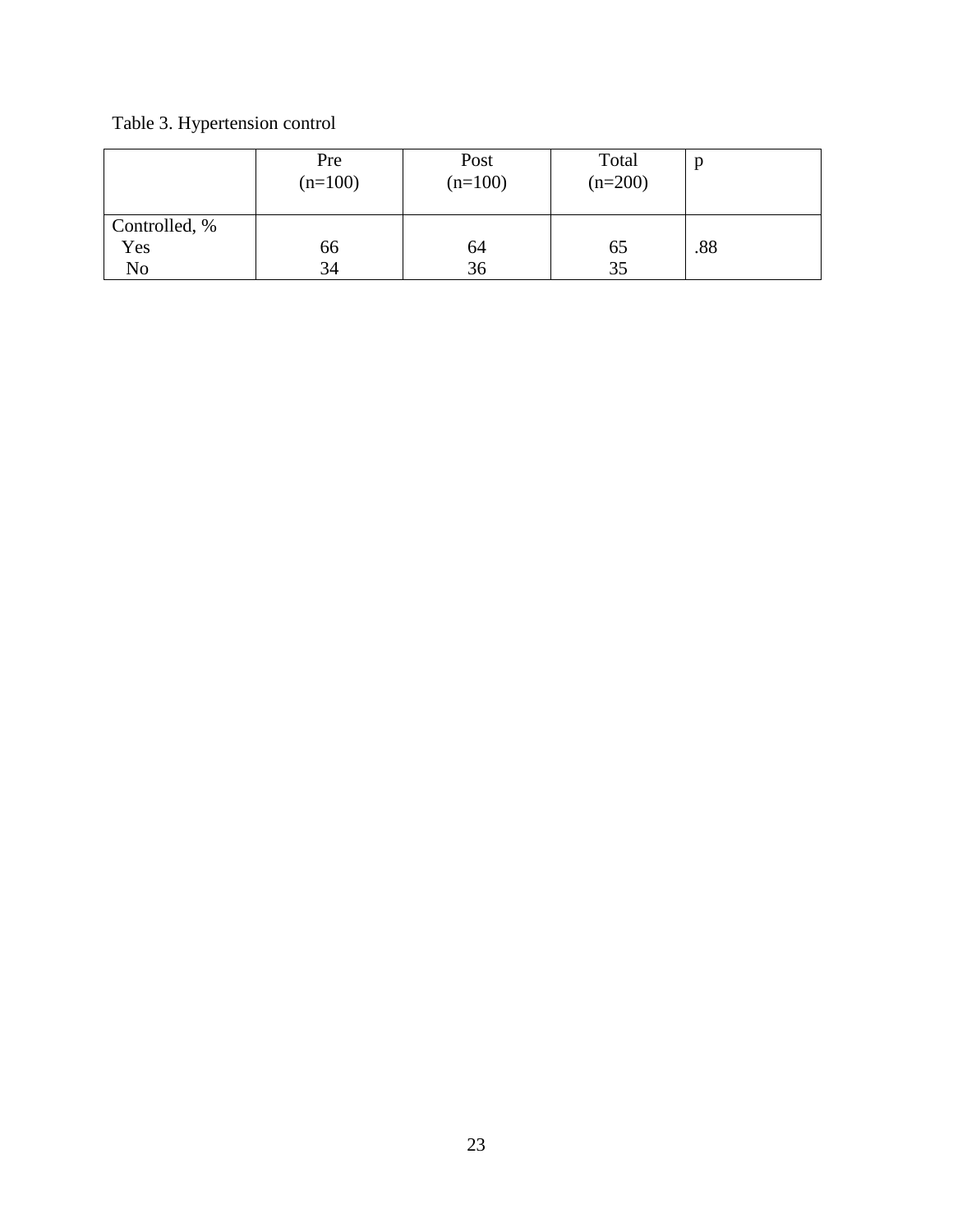Table 3. Hypertension control

| | Pre (n=100) | Post (n=100) | Total (n=200) | p |
|---|---|---|---|---|
| Controlled, % | | | | |
| Yes | 66 | 64 | 65 | .88 |
| No | 34 | 36 | 35 | |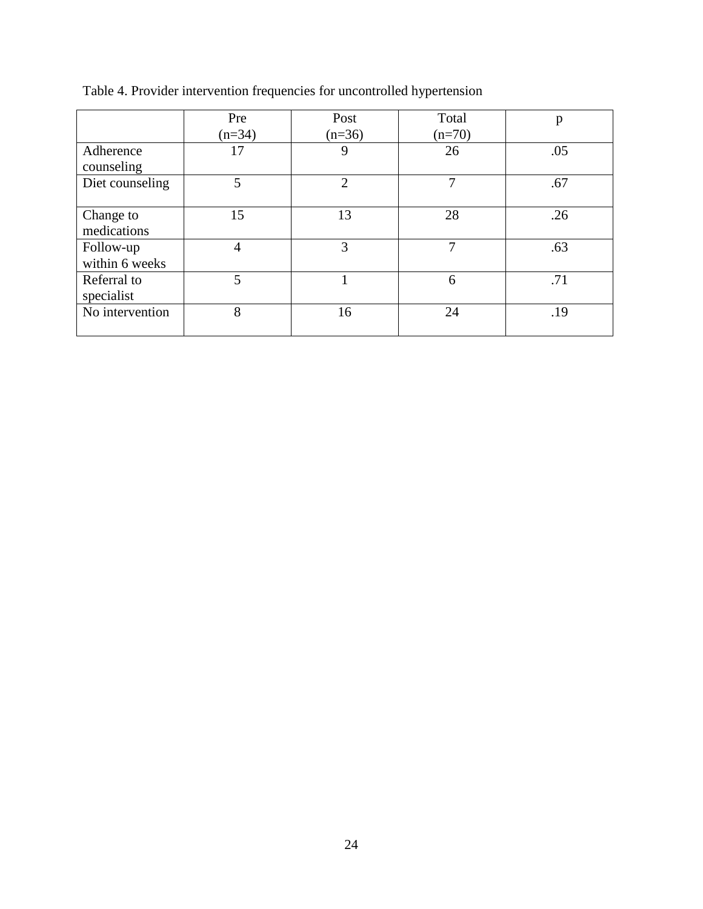Table 4. Provider intervention frequencies for uncontrolled hypertension

| | Pre (n=34) | Post (n=36) | Total (n=70) | p |
|---|---|---|---|---|
| Adherence counseling | 17 | 9 | 26 | .05 |
| Diet counseling | 5 | 2 | 7 | .67 |
| Change to medications | 15 | 13 | 28 | .26 |
| Follow-up within 6 weeks | 4 | 3 | 7 | .63 |
| Referral to specialist | 5 | 1 | 6 | .71 |
| No intervention | 8 | 16 | 24 | .19 |